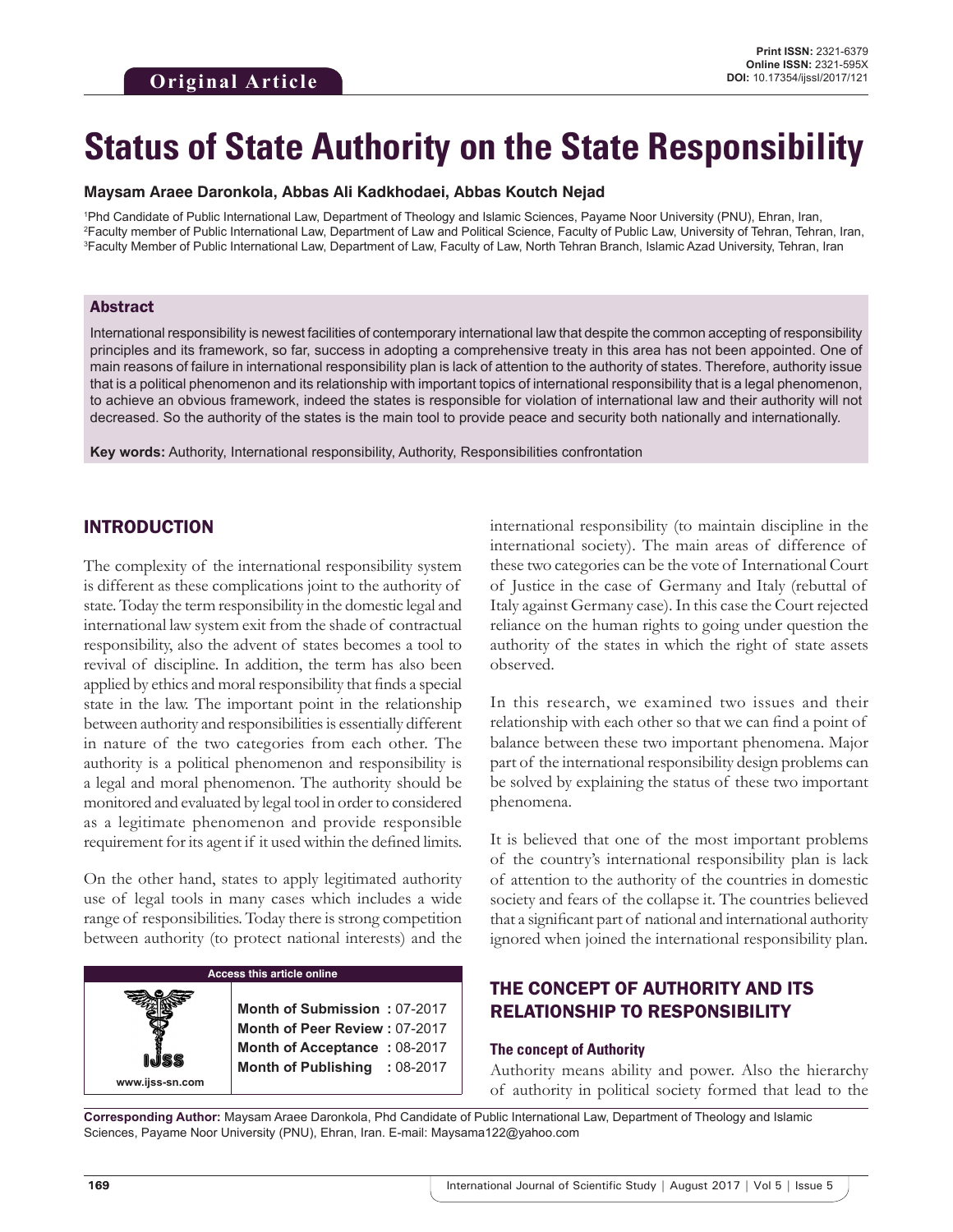Original Article

Print ISSN: 2321-6379
Online ISSN: 2321-595X
DOI: 10.17354/ijssl/2017/121

# Status of State Authority on the State Responsibility

**Maysam Araee Daronkola, Abbas Ali Kadkhodaei, Abbas Koutch Nejad**

[1]Phd Candidate of Public International Law, Department of Theology and Islamic Sciences, Payame Noor University (PNU), Ehran, Iran,
[2]Faculty member of Public International Law, Department of Law and Political Science, Faculty of Public Law, University of Tehran, Tehran, Iran,
[3]Faculty Member of Public International Law, Department of Law, Faculty of Law, North Tehran Branch, Islamic Azad University, Tehran, Iran

### Abstract

International responsibility is newest facilities of contemporary international law that despite the common accepting of responsibility principles and its framework, so far, success in adopting a comprehensive treaty in this area has not been appointed. One of main reasons of failure in international responsibility plan is lack of attention to the authority of states. Therefore, authority issue that is a political phenomenon and its relationship with important topics of international responsibility that is a legal phenomenon, to achieve an obvious framework, indeed the states is responsible for violation of international law and their authority will not decreased. So the authority of the states is the main tool to provide peace and security both nationally and internationally.

**Key words:** Authority, International responsibility, Authority, Responsibilities confrontation

## INTRODUCTION

The complexity of the international responsibility system is different as these complications joint to the authority of state. Today the term responsibility in the domestic legal and international law system exit from the shade of contractual responsibility, also the advent of states becomes a tool to revival of discipline. In addition, the term has also been applied by ethics and moral responsibility that finds a special state in the law. The important point in the relationship between authority and responsibilities is essentially different in nature of the two categories from each other. The authority is a political phenomenon and responsibility is a legal and moral phenomenon. The authority should be monitored and evaluated by legal tool in order to considered as a legitimate phenomenon and provide responsible requirement for its agent if it used within the defined limits.

On the other hand, states to apply legitimated authority use of legal tools in many cases which includes a wide range of responsibilities. Today there is strong competition between authority (to protect national interests) and the international responsibility (to maintain discipline in the international society). The main areas of difference of these two categories can be the vote of International Court of Justice in the case of Germany and Italy (rebuttal of Italy against Germany case). In this case the Court rejected reliance on the human rights to going under question the authority of the states in which the right of state assets observed.

In this research, we examined two issues and their relationship with each other so that we can find a point of balance between these two important phenomena. Major part of the international responsibility design problems can be solved by explaining the status of these two important phenomena.

It is believed that one of the most important problems of the country's international responsibility plan is lack of attention to the authority of the countries in domestic society and fears of the collapse it. The countries believed that a significant part of national and international authority ignored when joined the international responsibility plan.

## THE CONCEPT OF AUTHORITY AND ITS RELATIONSHIP TO RESPONSIBILITY

### The concept of Authority

Authority means ability and power. Also the hierarchy of authority in political society formed that lead to the

| Access this article online | |
|---|---|
| www.ijss-sn.com | **Month of Submission :** 07-2017<br>**Month of Peer Review :** 07-2017<br>**Month of Acceptance :** 08-2017<br>**Month of Publishing :** 08-2017 |

**Corresponding Author:** Maysam Araee Daronkola, Phd Candidate of Public International Law, Department of Theology and Islamic Sciences, Payame Noor University (PNU), Ehran, Iran. E-mail: Maysama122@yahoo.com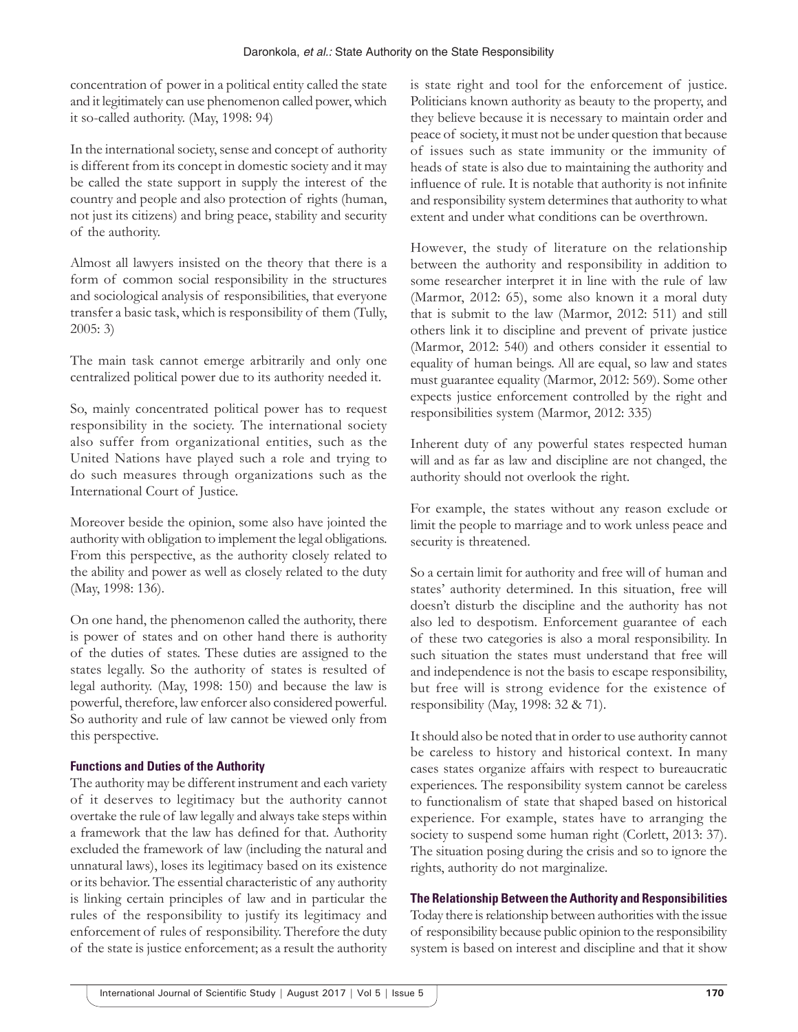concentration of power in a political entity called the state and it legitimately can use phenomenon called power, which it so-called authority. (May, 1998: 94)

In the international society, sense and concept of authority is different from its concept in domestic society and it may be called the state support in supply the interest of the country and people and also protection of rights (human, not just its citizens) and bring peace, stability and security of the authority.

Almost all lawyers insisted on the theory that there is a form of common social responsibility in the structures and sociological analysis of responsibilities, that everyone transfer a basic task, which is responsibility of them (Tully, 2005: 3)

The main task cannot emerge arbitrarily and only one centralized political power due to its authority needed it.

So, mainly concentrated political power has to request responsibility in the society. The international society also suffer from organizational entities, such as the United Nations have played such a role and trying to do such measures through organizations such as the International Court of Justice.

Moreover beside the opinion, some also have jointed the authority with obligation to implement the legal obligations. From this perspective, as the authority closely related to the ability and power as well as closely related to the duty (May, 1998: 136).

On one hand, the phenomenon called the authority, there is power of states and on other hand there is authority of the duties of states. These duties are assigned to the states legally. So the authority of states is resulted of legal authority. (May, 1998: 150) and because the law is powerful, therefore, law enforcer also considered powerful. So authority and rule of law cannot be viewed only from this perspective.

### Functions and Duties of the Authority

The authority may be different instrument and each variety of it deserves to legitimacy but the authority cannot overtake the rule of law legally and always take steps within a framework that the law has defined for that. Authority excluded the framework of law (including the natural and unnatural laws), loses its legitimacy based on its existence or its behavior. The essential characteristic of any authority is linking certain principles of law and in particular the rules of the responsibility to justify its legitimacy and enforcement of rules of responsibility. Therefore the duty of the state is justice enforcement; as a result the authority is state right and tool for the enforcement of justice. Politicians known authority as beauty to the property, and they believe because it is necessary to maintain order and peace of society, it must not be under question that because of issues such as state immunity or the immunity of heads of state is also due to maintaining the authority and influence of rule. It is notable that authority is not infinite and responsibility system determines that authority to what extent and under what conditions can be overthrown.

However, the study of literature on the relationship between the authority and responsibility in addition to some researcher interpret it in line with the rule of law (Marmor, 2012: 65), some also known it a moral duty that is submit to the law (Marmor, 2012: 511) and still others link it to discipline and prevent of private justice (Marmor, 2012: 540) and others consider it essential to equality of human beings. All are equal, so law and states must guarantee equality (Marmor, 2012: 569). Some other expects justice enforcement controlled by the right and responsibilities system (Marmor, 2012: 335)

Inherent duty of any powerful states respected human will and as far as law and discipline are not changed, the authority should not overlook the right.

For example, the states without any reason exclude or limit the people to marriage and to work unless peace and security is threatened.

So a certain limit for authority and free will of human and states' authority determined. In this situation, free will doesn't disturb the discipline and the authority has not also led to despotism. Enforcement guarantee of each of these two categories is also a moral responsibility. In such situation the states must understand that free will and independence is not the basis to escape responsibility, but free will is strong evidence for the existence of responsibility (May, 1998: 32 & 71).

It should also be noted that in order to use authority cannot be careless to history and historical context. In many cases states organize affairs with respect to bureaucratic experiences. The responsibility system cannot be careless to functionalism of state that shaped based on historical experience. For example, states have to arranging the society to suspend some human right (Corlett, 2013: 37). The situation posing during the crisis and so to ignore the rights, authority do not marginalize.

### The Relationship Between the Authority and Responsibilities

Today there is relationship between authorities with the issue of responsibility because public opinion to the responsibility system is based on interest and discipline and that it show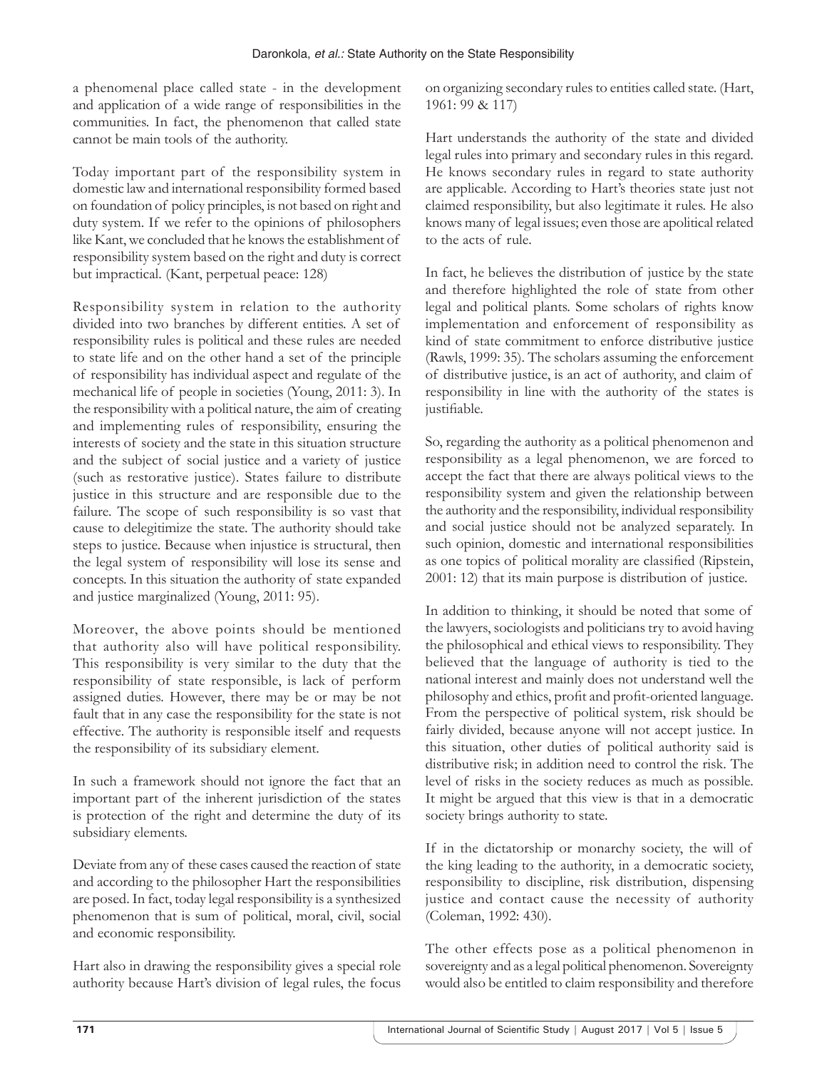a phenomenal place called state - in the development and application of a wide range of responsibilities in the communities. In fact, the phenomenon that called state cannot be main tools of the authority.

Today important part of the responsibility system in domestic law and international responsibility formed based on foundation of policy principles, is not based on right and duty system. If we refer to the opinions of philosophers like Kant, we concluded that he knows the establishment of responsibility system based on the right and duty is correct but impractical. (Kant, perpetual peace: 128)

Responsibility system in relation to the authority divided into two branches by different entities. A set of responsibility rules is political and these rules are needed to state life and on the other hand a set of the principle of responsibility has individual aspect and regulate of the mechanical life of people in societies (Young, 2011: 3). In the responsibility with a political nature, the aim of creating and implementing rules of responsibility, ensuring the interests of society and the state in this situation structure and the subject of social justice and a variety of justice (such as restorative justice). States failure to distribute justice in this structure and are responsible due to the failure. The scope of such responsibility is so vast that cause to delegitimize the state. The authority should take steps to justice. Because when injustice is structural, then the legal system of responsibility will lose its sense and concepts. In this situation the authority of state expanded and justice marginalized (Young, 2011: 95).

Moreover, the above points should be mentioned that authority also will have political responsibility. This responsibility is very similar to the duty that the responsibility of state responsible, is lack of perform assigned duties. However, there may be or may be not fault that in any case the responsibility for the state is not effective. The authority is responsible itself and requests the responsibility of its subsidiary element.

In such a framework should not ignore the fact that an important part of the inherent jurisdiction of the states is protection of the right and determine the duty of its subsidiary elements.

Deviate from any of these cases caused the reaction of state and according to the philosopher Hart the responsibilities are posed. In fact, today legal responsibility is a synthesized phenomenon that is sum of political, moral, civil, social and economic responsibility.

Hart also in drawing the responsibility gives a special role authority because Hart's division of legal rules, the focus on organizing secondary rules to entities called state. (Hart, 1961: 99 & 117)

Hart understands the authority of the state and divided legal rules into primary and secondary rules in this regard. He knows secondary rules in regard to state authority are applicable. According to Hart's theories state just not claimed responsibility, but also legitimate it rules. He also knows many of legal issues; even those are apolitical related to the acts of rule.

In fact, he believes the distribution of justice by the state and therefore highlighted the role of state from other legal and political plants. Some scholars of rights know implementation and enforcement of responsibility as kind of state commitment to enforce distributive justice (Rawls, 1999: 35). The scholars assuming the enforcement of distributive justice, is an act of authority, and claim of responsibility in line with the authority of the states is justifiable.

So, regarding the authority as a political phenomenon and responsibility as a legal phenomenon, we are forced to accept the fact that there are always political views to the responsibility system and given the relationship between the authority and the responsibility, individual responsibility and social justice should not be analyzed separately. In such opinion, domestic and international responsibilities as one topics of political morality are classified (Ripstein, 2001: 12) that its main purpose is distribution of justice.

In addition to thinking, it should be noted that some of the lawyers, sociologists and politicians try to avoid having the philosophical and ethical views to responsibility. They believed that the language of authority is tied to the national interest and mainly does not understand well the philosophy and ethics, profit and profit-oriented language. From the perspective of political system, risk should be fairly divided, because anyone will not accept justice. In this situation, other duties of political authority said is distributive risk; in addition need to control the risk. The level of risks in the society reduces as much as possible. It might be argued that this view is that in a democratic society brings authority to state.

If in the dictatorship or monarchy society, the will of the king leading to the authority, in a democratic society, responsibility to discipline, risk distribution, dispensing justice and contact cause the necessity of authority (Coleman, 1992: 430).

The other effects pose as a political phenomenon in sovereignty and as a legal political phenomenon. Sovereignty would also be entitled to claim responsibility and therefore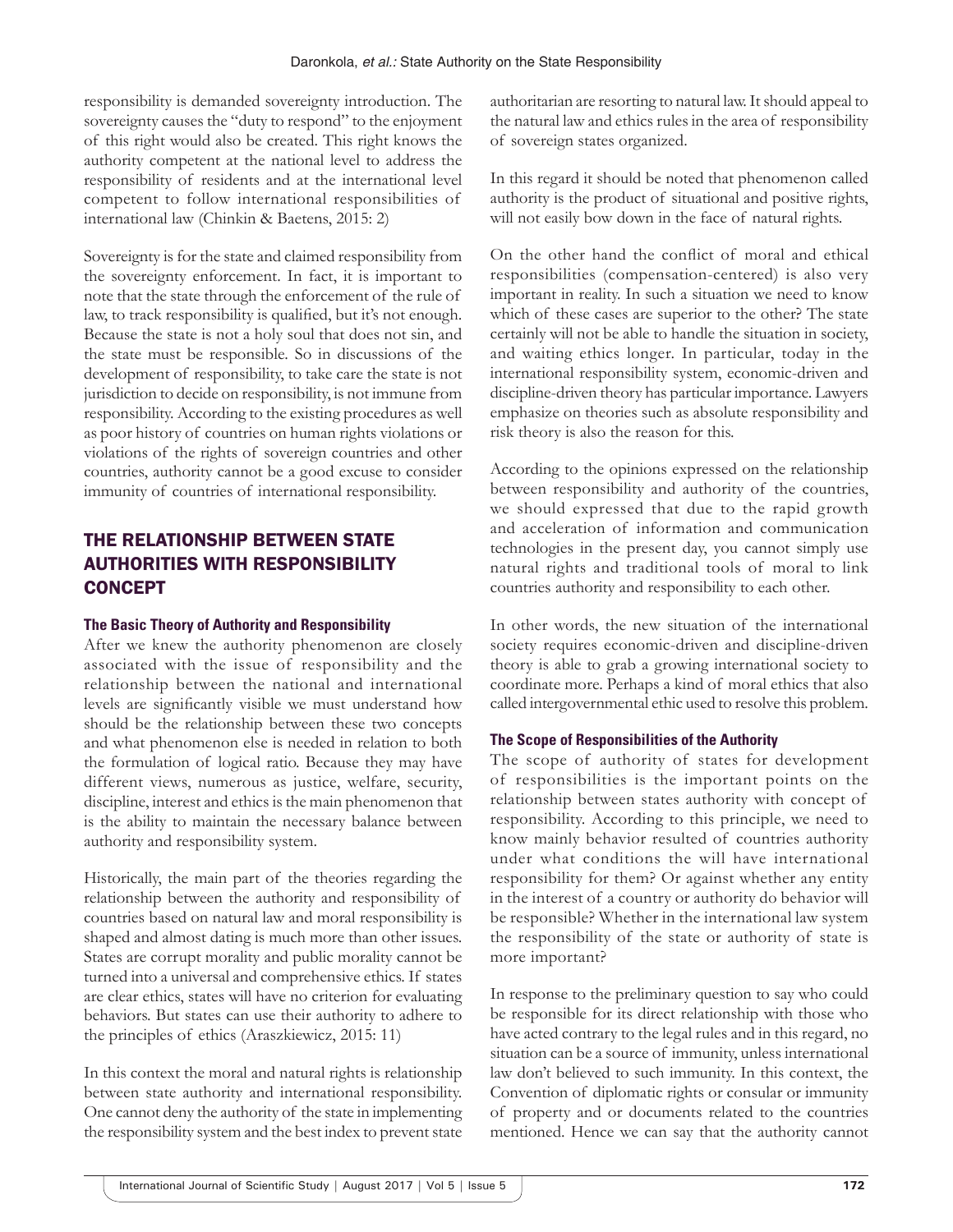responsibility is demanded sovereignty introduction. The sovereignty causes the "duty to respond" to the enjoyment of this right would also be created. This right knows the authority competent at the national level to address the responsibility of residents and at the international level competent to follow international responsibilities of international law (Chinkin & Baetens, 2015: 2)

Sovereignty is for the state and claimed responsibility from the sovereignty enforcement. In fact, it is important to note that the state through the enforcement of the rule of law, to track responsibility is qualified, but it's not enough. Because the state is not a holy soul that does not sin, and the state must be responsible. So in discussions of the development of responsibility, to take care the state is not jurisdiction to decide on responsibility, is not immune from responsibility. According to the existing procedures as well as poor history of countries on human rights violations or violations of the rights of sovereign countries and other countries, authority cannot be a good excuse to consider immunity of countries of international responsibility.

## THE RELATIONSHIP BETWEEN STATE AUTHORITIES WITH RESPONSIBILITY CONCEPT

### The Basic Theory of Authority and Responsibility

After we knew the authority phenomenon are closely associated with the issue of responsibility and the relationship between the national and international levels are significantly visible we must understand how should be the relationship between these two concepts and what phenomenon else is needed in relation to both the formulation of logical ratio. Because they may have different views, numerous as justice, welfare, security, discipline, interest and ethics is the main phenomenon that is the ability to maintain the necessary balance between authority and responsibility system.

Historically, the main part of the theories regarding the relationship between the authority and responsibility of countries based on natural law and moral responsibility is shaped and almost dating is much more than other issues. States are corrupt morality and public morality cannot be turned into a universal and comprehensive ethics. If states are clear ethics, states will have no criterion for evaluating behaviors. But states can use their authority to adhere to the principles of ethics (Araszkiewicz, 2015: 11)

In this context the moral and natural rights is relationship between state authority and international responsibility. One cannot deny the authority of the state in implementing the responsibility system and the best index to prevent state authoritarian are resorting to natural law. It should appeal to the natural law and ethics rules in the area of responsibility of sovereign states organized.

In this regard it should be noted that phenomenon called authority is the product of situational and positive rights, will not easily bow down in the face of natural rights.

On the other hand the conflict of moral and ethical responsibilities (compensation-centered) is also very important in reality. In such a situation we need to know which of these cases are superior to the other? The state certainly will not be able to handle the situation in society, and waiting ethics longer. In particular, today in the international responsibility system, economic-driven and discipline-driven theory has particular importance. Lawyers emphasize on theories such as absolute responsibility and risk theory is also the reason for this.

According to the opinions expressed on the relationship between responsibility and authority of the countries, we should expressed that due to the rapid growth and acceleration of information and communication technologies in the present day, you cannot simply use natural rights and traditional tools of moral to link countries authority and responsibility to each other.

In other words, the new situation of the international society requires economic-driven and discipline-driven theory is able to grab a growing international society to coordinate more. Perhaps a kind of moral ethics that also called intergovernmental ethic used to resolve this problem.

### The Scope of Responsibilities of the Authority

The scope of authority of states for development of responsibilities is the important points on the relationship between states authority with concept of responsibility. According to this principle, we need to know mainly behavior resulted of countries authority under what conditions the will have international responsibility for them? Or against whether any entity in the interest of a country or authority do behavior will be responsible? Whether in the international law system the responsibility of the state or authority of state is more important?

In response to the preliminary question to say who could be responsible for its direct relationship with those who have acted contrary to the legal rules and in this regard, no situation can be a source of immunity, unless international law don't believed to such immunity. In this context, the Convention of diplomatic rights or consular or immunity of property and or documents related to the countries mentioned. Hence we can say that the authority cannot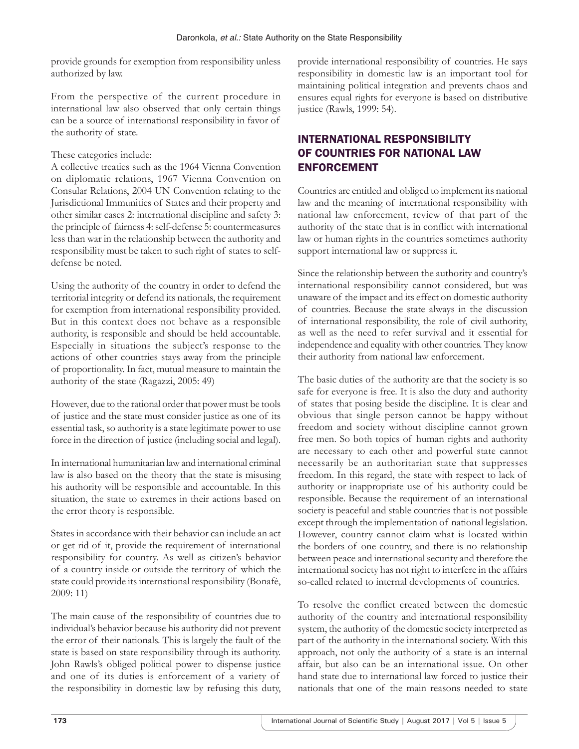provide grounds for exemption from responsibility unless authorized by law.

From the perspective of the current procedure in international law also observed that only certain things can be a source of international responsibility in favor of the authority of state.

These categories include:
A collective treaties such as the 1964 Vienna Convention on diplomatic relations, 1967 Vienna Convention on Consular Relations, 2004 UN Convention relating to the Jurisdictional Immunities of States and their property and other similar cases 2: international discipline and safety 3: the principle of fairness 4: self-defense 5: countermeasures less than war in the relationship between the authority and responsibility must be taken to such right of states to self-defense be noted.

Using the authority of the country in order to defend the territorial integrity or defend its nationals, the requirement for exemption from international responsibility provided. But in this context does not behave as a responsible authority, is responsible and should be held accountable. Especially in situations the subject's response to the actions of other countries stays away from the principle of proportionality. In fact, mutual measure to maintain the authority of the state (Ragazzi, 2005: 49)

However, due to the rational order that power must be tools of justice and the state must consider justice as one of its essential task, so authority is a state legitimate power to use force in the direction of justice (including social and legal).

In international humanitarian law and international criminal law is also based on the theory that the state is misusing his authority will be responsible and accountable. In this situation, the state to extremes in their actions based on the error theory is responsible.

States in accordance with their behavior can include an act or get rid of it, provide the requirement of international responsibility for country. As well as citizen's behavior of a country inside or outside the territory of which the state could provide its international responsibility (Bonafè, 2009: 11)

The main cause of the responsibility of countries due to individual's behavior because his authority did not prevent the error of their nationals. This is largely the fault of the state is based on state responsibility through its authority. John Rawls's obliged political power to dispense justice and one of its duties is enforcement of a variety of the responsibility in domestic law by refusing this duty, provide international responsibility of countries. He says responsibility in domestic law is an important tool for maintaining political integration and prevents chaos and ensures equal rights for everyone is based on distributive justice (Rawls, 1999: 54).

## INTERNATIONAL RESPONSIBILITY OF COUNTRIES FOR NATIONAL LAW ENFORCEMENT

Countries are entitled and obliged to implement its national law and the meaning of international responsibility with national law enforcement, review of that part of the authority of the state that is in conflict with international law or human rights in the countries sometimes authority support international law or suppress it.

Since the relationship between the authority and country's international responsibility cannot considered, but was unaware of the impact and its effect on domestic authority of countries. Because the state always in the discussion of international responsibility, the role of civil authority, as well as the need to refer survival and it essential for independence and equality with other countries. They know their authority from national law enforcement.

The basic duties of the authority are that the society is so safe for everyone is free. It is also the duty and authority of states that posing beside the discipline. It is clear and obvious that single person cannot be happy without freedom and society without discipline cannot grown free men. So both topics of human rights and authority are necessary to each other and powerful state cannot necessarily be an authoritarian state that suppresses freedom. In this regard, the state with respect to lack of authority or inappropriate use of his authority could be responsible. Because the requirement of an international society is peaceful and stable countries that is not possible except through the implementation of national legislation. However, country cannot claim what is located within the borders of one country, and there is no relationship between peace and international security and therefore the international society has not right to interfere in the affairs so-called related to internal developments of countries.

To resolve the conflict created between the domestic authority of the country and international responsibility system, the authority of the domestic society interpreted as part of the authority in the international society. With this approach, not only the authority of a state is an internal affair, but also can be an international issue. On other hand state due to international law forced to justice their nationals that one of the main reasons needed to state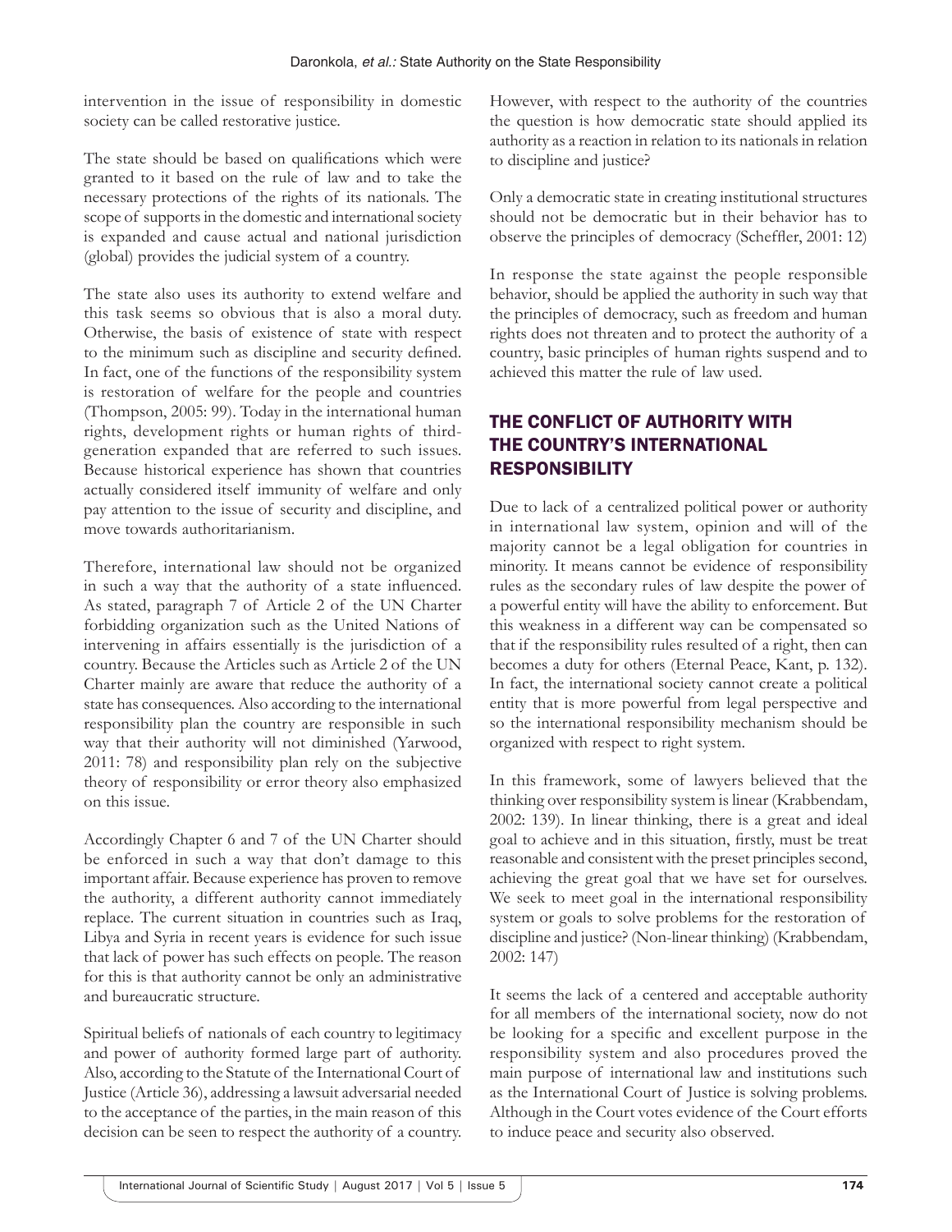intervention in the issue of responsibility in domestic society can be called restorative justice.

The state should be based on qualifications which were granted to it based on the rule of law and to take the necessary protections of the rights of its nationals. The scope of supports in the domestic and international society is expanded and cause actual and national jurisdiction (global) provides the judicial system of a country.

The state also uses its authority to extend welfare and this task seems so obvious that is also a moral duty. Otherwise, the basis of existence of state with respect to the minimum such as discipline and security defined. In fact, one of the functions of the responsibility system is restoration of welfare for the people and countries (Thompson, 2005: 99). Today in the international human rights, development rights or human rights of third-generation expanded that are referred to such issues. Because historical experience has shown that countries actually considered itself immunity of welfare and only pay attention to the issue of security and discipline, and move towards authoritarianism.

Therefore, international law should not be organized in such a way that the authority of a state influenced. As stated, paragraph 7 of Article 2 of the UN Charter forbidding organization such as the United Nations of intervening in affairs essentially is the jurisdiction of a country. Because the Articles such as Article 2 of the UN Charter mainly are aware that reduce the authority of a state has consequences. Also according to the international responsibility plan the country are responsible in such way that their authority will not diminished (Yarwood, 2011: 78) and responsibility plan rely on the subjective theory of responsibility or error theory also emphasized on this issue.

Accordingly Chapter 6 and 7 of the UN Charter should be enforced in such a way that don't damage to this important affair. Because experience has proven to remove the authority, a different authority cannot immediately replace. The current situation in countries such as Iraq, Libya and Syria in recent years is evidence for such issue that lack of power has such effects on people. The reason for this is that authority cannot be only an administrative and bureaucratic structure.

Spiritual beliefs of nationals of each country to legitimacy and power of authority formed large part of authority. Also, according to the Statute of the International Court of Justice (Article 36), addressing a lawsuit adversarial needed to the acceptance of the parties, in the main reason of this decision can be seen to respect the authority of a country.

However, with respect to the authority of the countries the question is how democratic state should applied its authority as a reaction in relation to its nationals in relation to discipline and justice?

Only a democratic state in creating institutional structures should not be democratic but in their behavior has to observe the principles of democracy (Scheffler, 2001: 12)

In response the state against the people responsible behavior, should be applied the authority in such way that the principles of democracy, such as freedom and human rights does not threaten and to protect the authority of a country, basic principles of human rights suspend and to achieved this matter the rule of law used.

## THE CONFLICT OF AUTHORITY WITH THE COUNTRY'S INTERNATIONAL RESPONSIBILITY

Due to lack of a centralized political power or authority in international law system, opinion and will of the majority cannot be a legal obligation for countries in minority. It means cannot be evidence of responsibility rules as the secondary rules of law despite the power of a powerful entity will have the ability to enforcement. But this weakness in a different way can be compensated so that if the responsibility rules resulted of a right, then can becomes a duty for others (Eternal Peace, Kant, p. 132). In fact, the international society cannot create a political entity that is more powerful from legal perspective and so the international responsibility mechanism should be organized with respect to right system.

In this framework, some of lawyers believed that the thinking over responsibility system is linear (Krabbendam, 2002: 139). In linear thinking, there is a great and ideal goal to achieve and in this situation, firstly, must be treat reasonable and consistent with the preset principles second, achieving the great goal that we have set for ourselves. We seek to meet goal in the international responsibility system or goals to solve problems for the restoration of discipline and justice? (Non-linear thinking) (Krabbendam, 2002: 147)

It seems the lack of a centered and acceptable authority for all members of the international society, now do not be looking for a specific and excellent purpose in the responsibility system and also procedures proved the main purpose of international law and institutions such as the International Court of Justice is solving problems. Although in the Court votes evidence of the Court efforts to induce peace and security also observed.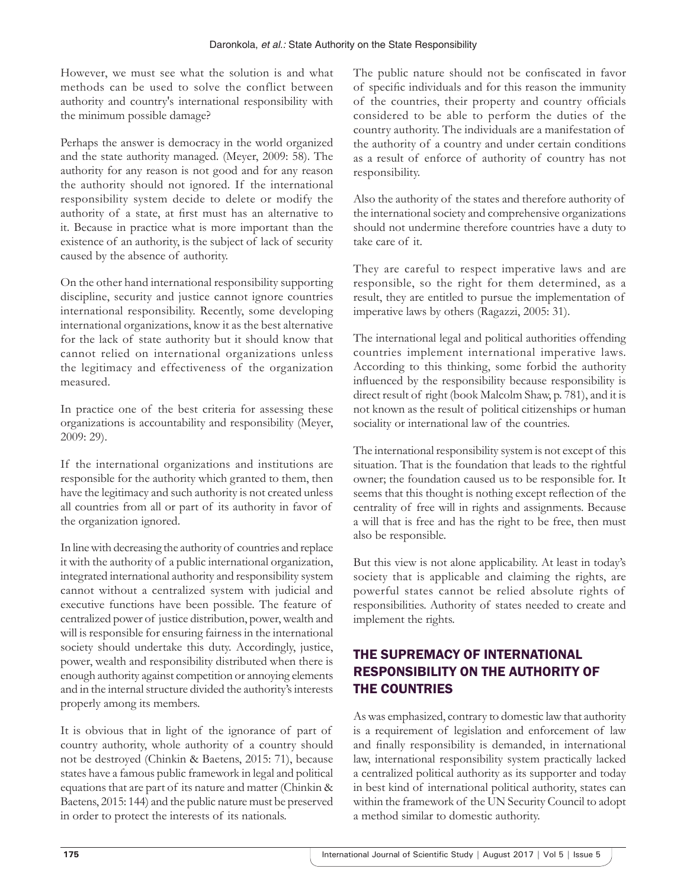However, we must see what the solution is and what methods can be used to solve the conflict between authority and country's international responsibility with the minimum possible damage?

Perhaps the answer is democracy in the world organized and the state authority managed. (Meyer, 2009: 58). The authority for any reason is not good and for any reason the authority should not ignored. If the international responsibility system decide to delete or modify the authority of a state, at first must has an alternative to it. Because in practice what is more important than the existence of an authority, is the subject of lack of security caused by the absence of authority.

On the other hand international responsibility supporting discipline, security and justice cannot ignore countries international responsibility. Recently, some developing international organizations, know it as the best alternative for the lack of state authority but it should know that cannot relied on international organizations unless the legitimacy and effectiveness of the organization measured.

In practice one of the best criteria for assessing these organizations is accountability and responsibility (Meyer, 2009: 29).

If the international organizations and institutions are responsible for the authority which granted to them, then have the legitimacy and such authority is not created unless all countries from all or part of its authority in favor of the organization ignored.

In line with decreasing the authority of countries and replace it with the authority of a public international organization, integrated international authority and responsibility system cannot without a centralized system with judicial and executive functions have been possible. The feature of centralized power of justice distribution, power, wealth and will is responsible for ensuring fairness in the international society should undertake this duty. Accordingly, justice, power, wealth and responsibility distributed when there is enough authority against competition or annoying elements and in the internal structure divided the authority's interests properly among its members.

It is obvious that in light of the ignorance of part of country authority, whole authority of a country should not be destroyed (Chinkin & Baetens, 2015: 71), because states have a famous public framework in legal and political equations that are part of its nature and matter (Chinkin & Baetens, 2015: 144) and the public nature must be preserved in order to protect the interests of its nationals.

The public nature should not be confiscated in favor of specific individuals and for this reason the immunity of the countries, their property and country officials considered to be able to perform the duties of the country authority. The individuals are a manifestation of the authority of a country and under certain conditions as a result of enforce of authority of country has not responsibility.

Also the authority of the states and therefore authority of the international society and comprehensive organizations should not undermine therefore countries have a duty to take care of it.

They are careful to respect imperative laws and are responsible, so the right for them determined, as a result, they are entitled to pursue the implementation of imperative laws by others (Ragazzi, 2005: 31).

The international legal and political authorities offending countries implement international imperative laws. According to this thinking, some forbid the authority influenced by the responsibility because responsibility is direct result of right (book Malcolm Shaw, p. 781), and it is not known as the result of political citizenships or human sociality or international law of the countries.

The international responsibility system is not except of this situation. That is the foundation that leads to the rightful owner; the foundation caused us to be responsible for. It seems that this thought is nothing except reflection of the centrality of free will in rights and assignments. Because a will that is free and has the right to be free, then must also be responsible.

But this view is not alone applicability. At least in today's society that is applicable and claiming the rights, are powerful states cannot be relied absolute rights of responsibilities. Authority of states needed to create and implement the rights.

## THE SUPREMACY OF INTERNATIONAL RESPONSIBILITY ON THE AUTHORITY OF THE COUNTRIES

As was emphasized, contrary to domestic law that authority is a requirement of legislation and enforcement of law and finally responsibility is demanded, in international law, international responsibility system practically lacked a centralized political authority as its supporter and today in best kind of international political authority, states can within the framework of the UN Security Council to adopt a method similar to domestic authority.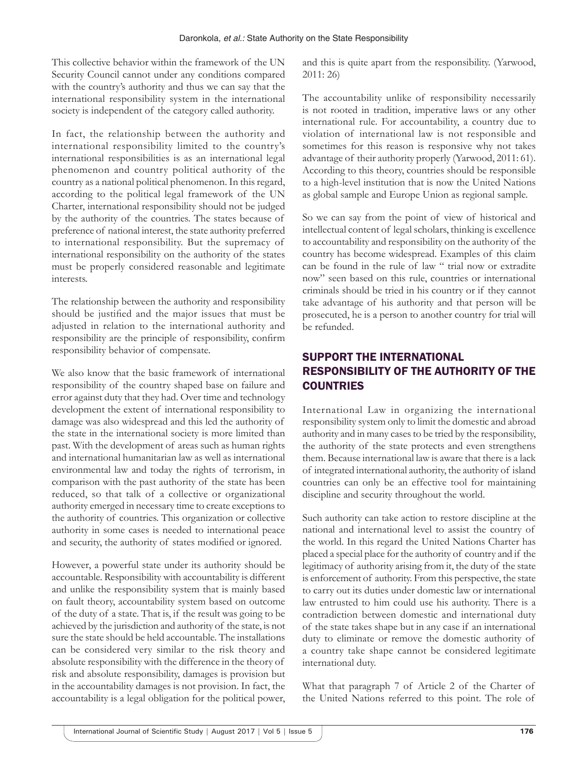This collective behavior within the framework of the UN Security Council cannot under any conditions compared with the country's authority and thus we can say that the international responsibility system in the international society is independent of the category called authority.

In fact, the relationship between the authority and international responsibility limited to the country's international responsibilities is as an international legal phenomenon and country political authority of the country as a national political phenomenon. In this regard, according to the political legal framework of the UN Charter, international responsibility should not be judged by the authority of the countries. The states because of preference of national interest, the state authority preferred to international responsibility. But the supremacy of international responsibility on the authority of the states must be properly considered reasonable and legitimate interests.

The relationship between the authority and responsibility should be justified and the major issues that must be adjusted in relation to the international authority and responsibility are the principle of responsibility, confirm responsibility behavior of compensate.

We also know that the basic framework of international responsibility of the country shaped base on failure and error against duty that they had. Over time and technology development the extent of international responsibility to damage was also widespread and this led the authority of the state in the international society is more limited than past. With the development of areas such as human rights and international humanitarian law as well as international environmental law and today the rights of terrorism, in comparison with the past authority of the state has been reduced, so that talk of a collective or organizational authority emerged in necessary time to create exceptions to the authority of countries. This organization or collective authority in some cases is needed to international peace and security, the authority of states modified or ignored.

However, a powerful state under its authority should be accountable. Responsibility with accountability is different and unlike the responsibility system that is mainly based on fault theory, accountability system based on outcome of the duty of a state. That is, if the result was going to be achieved by the jurisdiction and authority of the state, is not sure the state should be held accountable. The installations can be considered very similar to the risk theory and absolute responsibility with the difference in the theory of risk and absolute responsibility, damages is provision but in the accountability damages is not provision. In fact, the accountability is a legal obligation for the political power, and this is quite apart from the responsibility. (Yarwood, 2011: 26)

The accountability unlike of responsibility necessarily is not rooted in tradition, imperative laws or any other international rule. For accountability, a country due to violation of international law is not responsible and sometimes for this reason is responsive why not takes advantage of their authority properly (Yarwood, 2011: 61). According to this theory, countries should be responsible to a high-level institution that is now the United Nations as global sample and Europe Union as regional sample.

So we can say from the point of view of historical and intellectual content of legal scholars, thinking is excellence to accountability and responsibility on the authority of the country has become widespread. Examples of this claim can be found in the rule of law " trial now or extradite now" seen based on this rule, countries or international criminals should be tried in his country or if they cannot take advantage of his authority and that person will be prosecuted, he is a person to another country for trial will be refunded.

## SUPPORT THE INTERNATIONAL RESPONSIBILITY OF THE AUTHORITY OF THE COUNTRIES

International Law in organizing the international responsibility system only to limit the domestic and abroad authority and in many cases to be tried by the responsibility, the authority of the state protects and even strengthens them. Because international law is aware that there is a lack of integrated international authority, the authority of island countries can only be an effective tool for maintaining discipline and security throughout the world.

Such authority can take action to restore discipline at the national and international level to assist the country of the world. In this regard the United Nations Charter has placed a special place for the authority of country and if the legitimacy of authority arising from it, the duty of the state is enforcement of authority. From this perspective, the state to carry out its duties under domestic law or international law entrusted to him could use his authority. There is a contradiction between domestic and international duty of the state takes shape but in any case if an international duty to eliminate or remove the domestic authority of a country take shape cannot be considered legitimate international duty.

What that paragraph 7 of Article 2 of the Charter of the United Nations referred to this point. The role of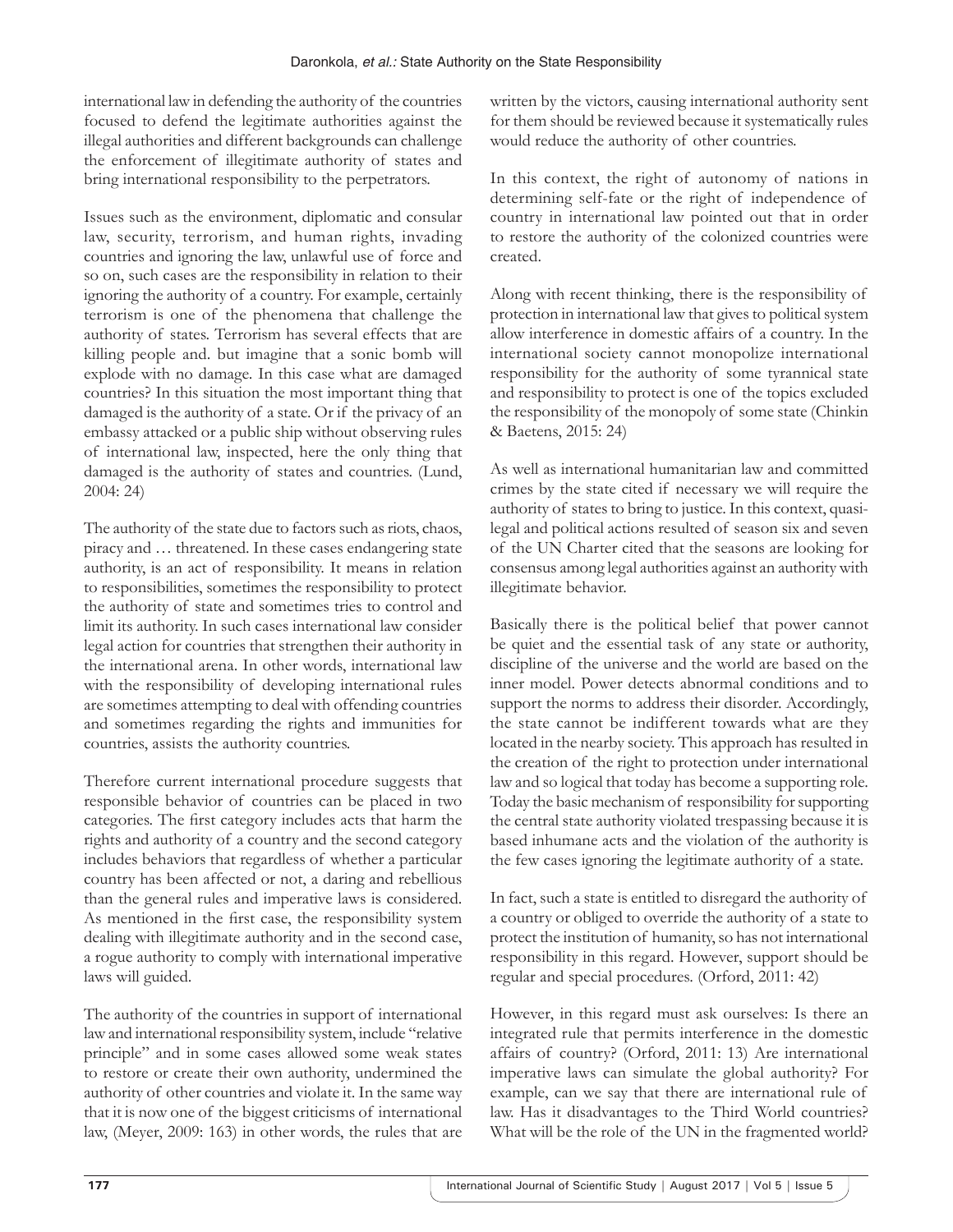international law in defending the authority of the countries focused to defend the legitimate authorities against the illegal authorities and different backgrounds can challenge the enforcement of illegitimate authority of states and bring international responsibility to the perpetrators.

Issues such as the environment, diplomatic and consular law, security, terrorism, and human rights, invading countries and ignoring the law, unlawful use of force and so on, such cases are the responsibility in relation to their ignoring the authority of a country. For example, certainly terrorism is one of the phenomena that challenge the authority of states. Terrorism has several effects that are killing people and. but imagine that a sonic bomb will explode with no damage. In this case what are damaged countries? In this situation the most important thing that damaged is the authority of a state. Or if the privacy of an embassy attacked or a public ship without observing rules of international law, inspected, here the only thing that damaged is the authority of states and countries. (Lund, 2004: 24)

The authority of the state due to factors such as riots, chaos, piracy and … threatened. In these cases endangering state authority, is an act of responsibility. It means in relation to responsibilities, sometimes the responsibility to protect the authority of state and sometimes tries to control and limit its authority. In such cases international law consider legal action for countries that strengthen their authority in the international arena. In other words, international law with the responsibility of developing international rules are sometimes attempting to deal with offending countries and sometimes regarding the rights and immunities for countries, assists the authority countries.

Therefore current international procedure suggests that responsible behavior of countries can be placed in two categories. The first category includes acts that harm the rights and authority of a country and the second category includes behaviors that regardless of whether a particular country has been affected or not, a daring and rebellious than the general rules and imperative laws is considered. As mentioned in the first case, the responsibility system dealing with illegitimate authority and in the second case, a rogue authority to comply with international imperative laws will guided.

The authority of the countries in support of international law and international responsibility system, include "relative principle" and in some cases allowed some weak states to restore or create their own authority, undermined the authority of other countries and violate it. In the same way that it is now one of the biggest criticisms of international law, (Meyer, 2009: 163) in other words, the rules that are written by the victors, causing international authority sent for them should be reviewed because it systematically rules would reduce the authority of other countries.

In this context, the right of autonomy of nations in determining self-fate or the right of independence of country in international law pointed out that in order to restore the authority of the colonized countries were created.

Along with recent thinking, there is the responsibility of protection in international law that gives to political system allow interference in domestic affairs of a country. In the international society cannot monopolize international responsibility for the authority of some tyrannical state and responsibility to protect is one of the topics excluded the responsibility of the monopoly of some state (Chinkin & Baetens, 2015: 24)

As well as international humanitarian law and committed crimes by the state cited if necessary we will require the authority of states to bring to justice. In this context, quasi-legal and political actions resulted of season six and seven of the UN Charter cited that the seasons are looking for consensus among legal authorities against an authority with illegitimate behavior.

Basically there is the political belief that power cannot be quiet and the essential task of any state or authority, discipline of the universe and the world are based on the inner model. Power detects abnormal conditions and to support the norms to address their disorder. Accordingly, the state cannot be indifferent towards what are they located in the nearby society. This approach has resulted in the creation of the right to protection under international law and so logical that today has become a supporting role. Today the basic mechanism of responsibility for supporting the central state authority violated trespassing because it is based inhumane acts and the violation of the authority is the few cases ignoring the legitimate authority of a state.

In fact, such a state is entitled to disregard the authority of a country or obliged to override the authority of a state to protect the institution of humanity, so has not international responsibility in this regard. However, support should be regular and special procedures. (Orford, 2011: 42)

However, in this regard must ask ourselves: Is there an integrated rule that permits interference in the domestic affairs of country? (Orford, 2011: 13) Are international imperative laws can simulate the global authority? For example, can we say that there are international rule of law. Has it disadvantages to the Third World countries? What will be the role of the UN in the fragmented world?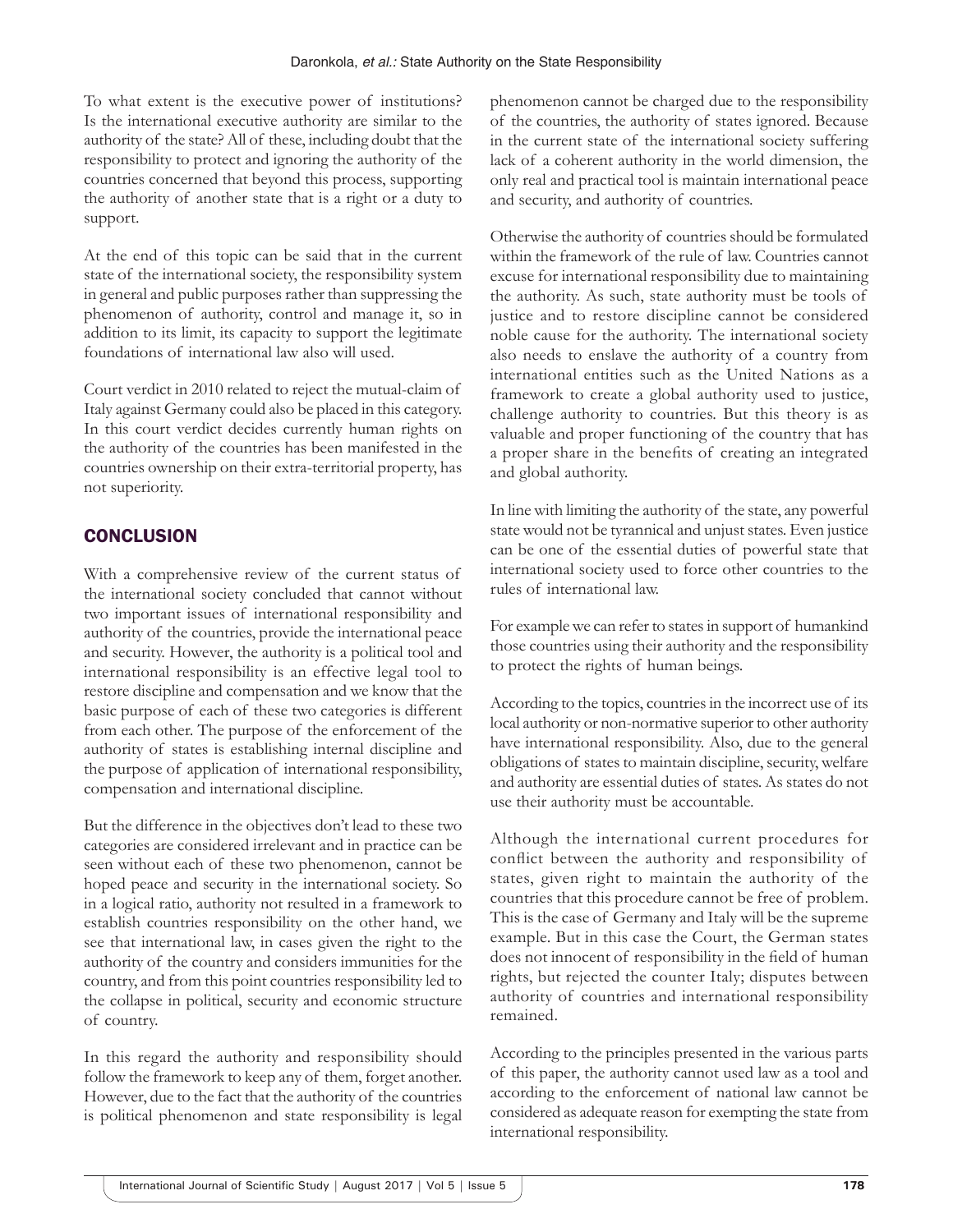To what extent is the executive power of institutions? Is the international executive authority are similar to the authority of the state? All of these, including doubt that the responsibility to protect and ignoring the authority of the countries concerned that beyond this process, supporting the authority of another state that is a right or a duty to support.

At the end of this topic can be said that in the current state of the international society, the responsibility system in general and public purposes rather than suppressing the phenomenon of authority, control and manage it, so in addition to its limit, its capacity to support the legitimate foundations of international law also will used.

Court verdict in 2010 related to reject the mutual-claim of Italy against Germany could also be placed in this category. In this court verdict decides currently human rights on the authority of the countries has been manifested in the countries ownership on their extra-territorial property, has not superiority.

## CONCLUSION

With a comprehensive review of the current status of the international society concluded that cannot without two important issues of international responsibility and authority of the countries, provide the international peace and security. However, the authority is a political tool and international responsibility is an effective legal tool to restore discipline and compensation and we know that the basic purpose of each of these two categories is different from each other. The purpose of the enforcement of the authority of states is establishing internal discipline and the purpose of application of international responsibility, compensation and international discipline.

But the difference in the objectives don't lead to these two categories are considered irrelevant and in practice can be seen without each of these two phenomenon, cannot be hoped peace and security in the international society. So in a logical ratio, authority not resulted in a framework to establish countries responsibility on the other hand, we see that international law, in cases given the right to the authority of the country and considers immunities for the country, and from this point countries responsibility led to the collapse in political, security and economic structure of country.

In this regard the authority and responsibility should follow the framework to keep any of them, forget another. However, due to the fact that the authority of the countries is political phenomenon and state responsibility is legal phenomenon cannot be charged due to the responsibility of the countries, the authority of states ignored. Because in the current state of the international society suffering lack of a coherent authority in the world dimension, the only real and practical tool is maintain international peace and security, and authority of countries.

Otherwise the authority of countries should be formulated within the framework of the rule of law. Countries cannot excuse for international responsibility due to maintaining the authority. As such, state authority must be tools of justice and to restore discipline cannot be considered noble cause for the authority. The international society also needs to enslave the authority of a country from international entities such as the United Nations as a framework to create a global authority used to justice, challenge authority to countries. But this theory is as valuable and proper functioning of the country that has a proper share in the benefits of creating an integrated and global authority.

In line with limiting the authority of the state, any powerful state would not be tyrannical and unjust states. Even justice can be one of the essential duties of powerful state that international society used to force other countries to the rules of international law.

For example we can refer to states in support of humankind those countries using their authority and the responsibility to protect the rights of human beings.

According to the topics, countries in the incorrect use of its local authority or non-normative superior to other authority have international responsibility. Also, due to the general obligations of states to maintain discipline, security, welfare and authority are essential duties of states. As states do not use their authority must be accountable.

Although the international current procedures for conflict between the authority and responsibility of states, given right to maintain the authority of the countries that this procedure cannot be free of problem. This is the case of Germany and Italy will be the supreme example. But in this case the Court, the German states does not innocent of responsibility in the field of human rights, but rejected the counter Italy; disputes between authority of countries and international responsibility remained.

According to the principles presented in the various parts of this paper, the authority cannot used law as a tool and according to the enforcement of national law cannot be considered as adequate reason for exempting the state from international responsibility.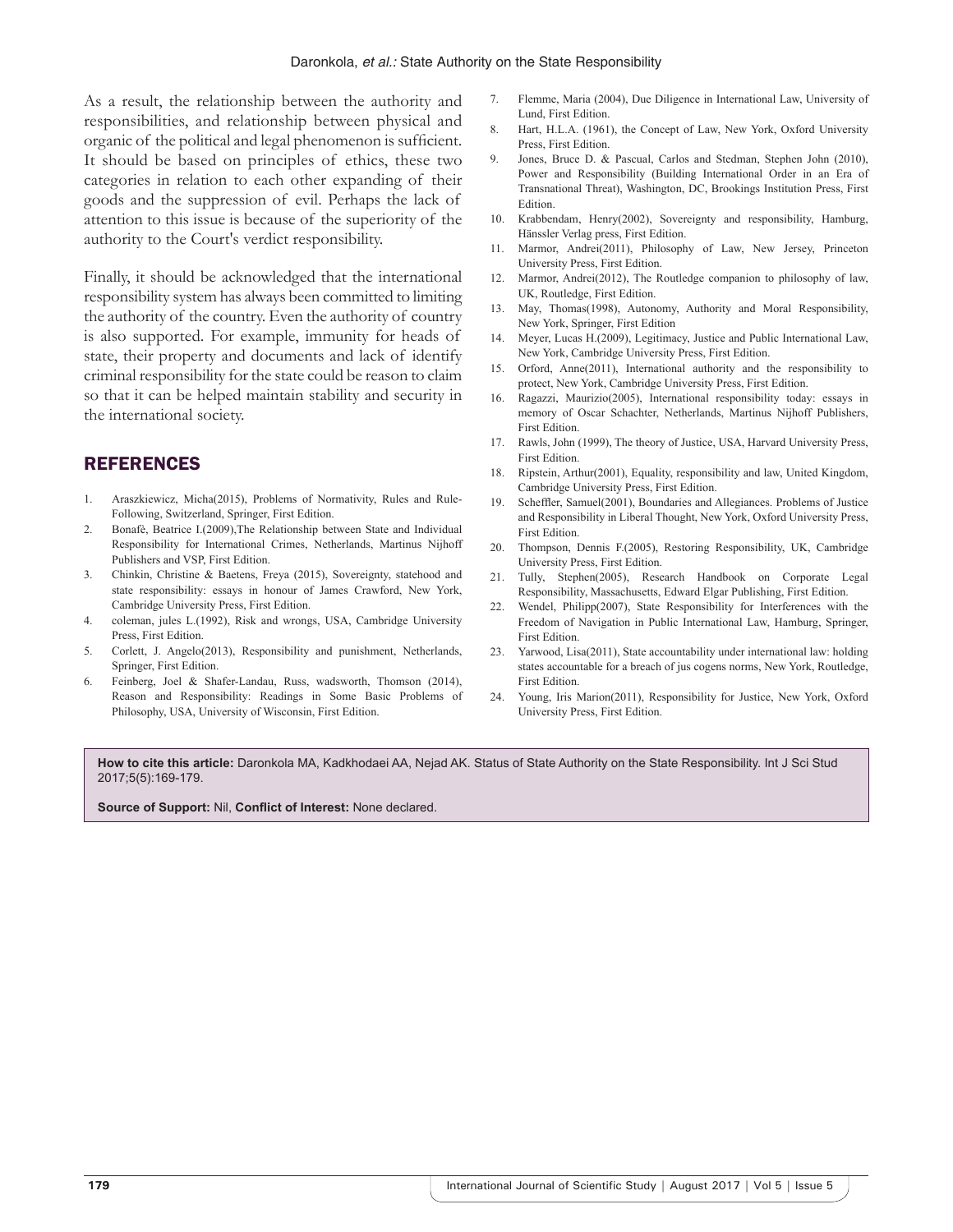As a result, the relationship between the authority and responsibilities, and relationship between physical and organic of the political and legal phenomenon is sufficient. It should be based on principles of ethics, these two categories in relation to each other expanding of their goods and the suppression of evil. Perhaps the lack of attention to this issue is because of the superiority of the authority to the Court's verdict responsibility.

Finally, it should be acknowledged that the international responsibility system has always been committed to limiting the authority of the country. Even the authority of country is also supported. For example, immunity for heads of state, their property and documents and lack of identify criminal responsibility for the state could be reason to claim so that it can be helped maintain stability and security in the international society.

## REFERENCES

1. Araszkiewicz, Micha(2015), Problems of Normativity, Rules and Rule-Following, Switzerland, Springer, First Edition.
2. Bonafè, Beatrice I.(2009),The Relationship between State and Individual Responsibility for International Crimes, Netherlands, Martinus Nijhoff Publishers and VSP, First Edition.
3. Chinkin, Christine & Baetens, Freya (2015), Sovereignty, statehood and state responsibility: essays in honour of James Crawford, New York, Cambridge University Press, First Edition.
4. coleman, jules L.(1992), Risk and wrongs, USA, Cambridge University Press, First Edition.
5. Corlett, J. Angelo(2013), Responsibility and punishment, Netherlands, Springer, First Edition.
6. Feinberg, Joel & Shafer-Landau, Russ, wadsworth, Thomson (2014), Reason and Responsibility: Readings in Some Basic Problems of Philosophy, USA, University of Wisconsin, First Edition.
7. Flemme, Maria (2004), Due Diligence in International Law, University of Lund, First Edition.
8. Hart, H.L.A. (1961), the Concept of Law, New York, Oxford University Press, First Edition.
9. Jones, Bruce D. & Pascual, Carlos and Stedman, Stephen John (2010), Power and Responsibility (Building International Order in an Era of Transnational Threat), Washington, DC, Brookings Institution Press, First Edition.
10. Krabbendam, Henry(2002), Sovereignty and responsibility, Hamburg, Hänssler Verlag press, First Edition.
11. Marmor, Andrei(2011), Philosophy of Law, New Jersey, Princeton University Press, First Edition.
12. Marmor, Andrei(2012), The Routledge companion to philosophy of law, UK, Routledge, First Edition.
13. May, Thomas(1998), Autonomy, Authority and Moral Responsibility, New York, Springer, First Edition
14. Meyer, Lucas H.(2009), Legitimacy, Justice and Public International Law, New York, Cambridge University Press, First Edition.
15. Orford, Anne(2011), International authority and the responsibility to protect, New York, Cambridge University Press, First Edition.
16. Ragazzi, Maurizio(2005), International responsibility today: essays in memory of Oscar Schachter, Netherlands, Martinus Nijhoff Publishers, First Edition.
17. Rawls, John (1999), The theory of Justice, USA, Harvard University Press, First Edition.
18. Ripstein, Arthur(2001), Equality, responsibility and law, United Kingdom, Cambridge University Press, First Edition.
19. Scheffler, Samuel(2001), Boundaries and Allegiances. Problems of Justice and Responsibility in Liberal Thought, New York, Oxford University Press, First Edition.
20. Thompson, Dennis F.(2005), Restoring Responsibility, UK, Cambridge University Press, First Edition.
21. Tully, Stephen(2005), Research Handbook on Corporate Legal Responsibility, Massachusetts, Edward Elgar Publishing, First Edition.
22. Wendel, Philipp(2007), State Responsibility for Interferences with the Freedom of Navigation in Public International Law, Hamburg, Springer, First Edition.
23. Yarwood, Lisa(2011), State accountability under international law: holding states accountable for a breach of jus cogens norms, New York, Routledge, First Edition.
24. Young, Iris Marion(2011), Responsibility for Justice, New York, Oxford University Press, First Edition.

**How to cite this article:** Daronkola MA, Kadkhodaei AA, Nejad AK. Status of State Authority on the State Responsibility. Int J Sci Stud 2017;5(5):169-179.

**Source of Support:** Nil, **Conflict of Interest:** None declared.